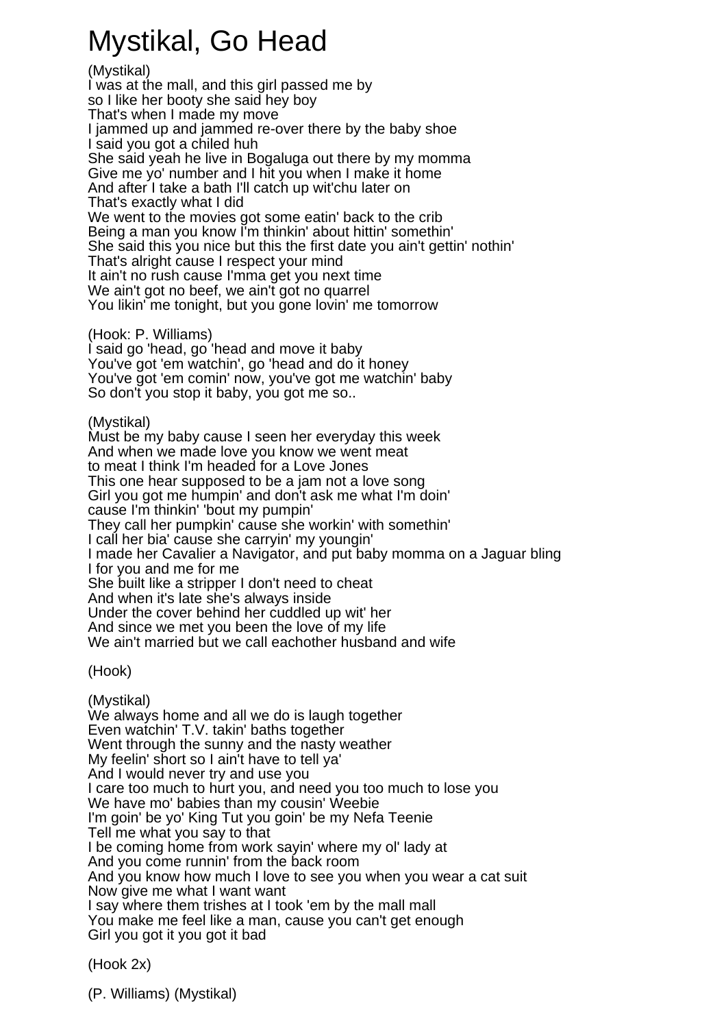# Mystikal, Go Head

(Mystikal)
I was at the mall, and this girl passed me by
so I like her booty she said hey boy
That's when I made my move
I jammed up and jammed re-over there by the baby shoe
I said you got a chiled huh
She said yeah he live in Bogaluga out there by my momma
Give me yo' number and I hit you when I make it home
And after I take a bath I'll catch up wit'chu later on
That's exactly what I did
We went to the movies got some eatin' back to the crib
Being a man you know I'm thinkin' about hittin' somethin'
She said this you nice but this the first date you ain't gettin' nothin'
That's alright cause I respect your mind
It ain't no rush cause I'mma get you next time
We ain't got no beef, we ain't got no quarrel
You likin' me tonight, but you gone lovin' me tomorrow

(Hook: P. Williams)
I said go 'head, go 'head and move it baby
You've got 'em watchin', go 'head and do it honey
You've got 'em comin' now, you've got me watchin' baby
So don't you stop it baby, you got me so..

(Mystikal)
Must be my baby cause I seen her everyday this week
And when we made love you know we went meat
to meat I think I'm headed for a Love Jones
This one hear supposed to be a jam not a love song
Girl you got me humpin' and don't ask me what I'm doin'
cause I'm thinkin' 'bout my pumpin'
They call her pumpkin' cause she workin' with somethin'
I call her bia' cause she carryin' my youngin'
I made her Cavalier a Navigator, and put baby momma on a Jaguar bling
I for you and me for me
She built like a stripper I don't need to cheat
And when it's late she's always inside
Under the cover behind her cuddled up wit' her
And since we met you been the love of my life
We ain't married but we call eachother husband and wife

(Hook)

(Mystikal)
We always home and all we do is laugh together
Even watchin' T.V. takin' baths together
Went through the sunny and the nasty weather
My feelin' short so I ain't have to tell ya'
And I would never try and use you
I care too much to hurt you, and need you too much to lose you
We have mo' babies than my cousin' Weebie
I'm goin' be yo' King Tut you goin' be my Nefa Teenie
Tell me what you say to that
I be coming home from work sayin' where my ol' lady at
And you come runnin' from the back room
And you know how much I love to see you when you wear a cat suit
Now give me what I want want
I say where them trishes at I took 'em by the mall mall
You make me feel like a man, cause you can't get enough
Girl you got it you got it bad

(Hook 2x)

(P. Williams) (Mystikal)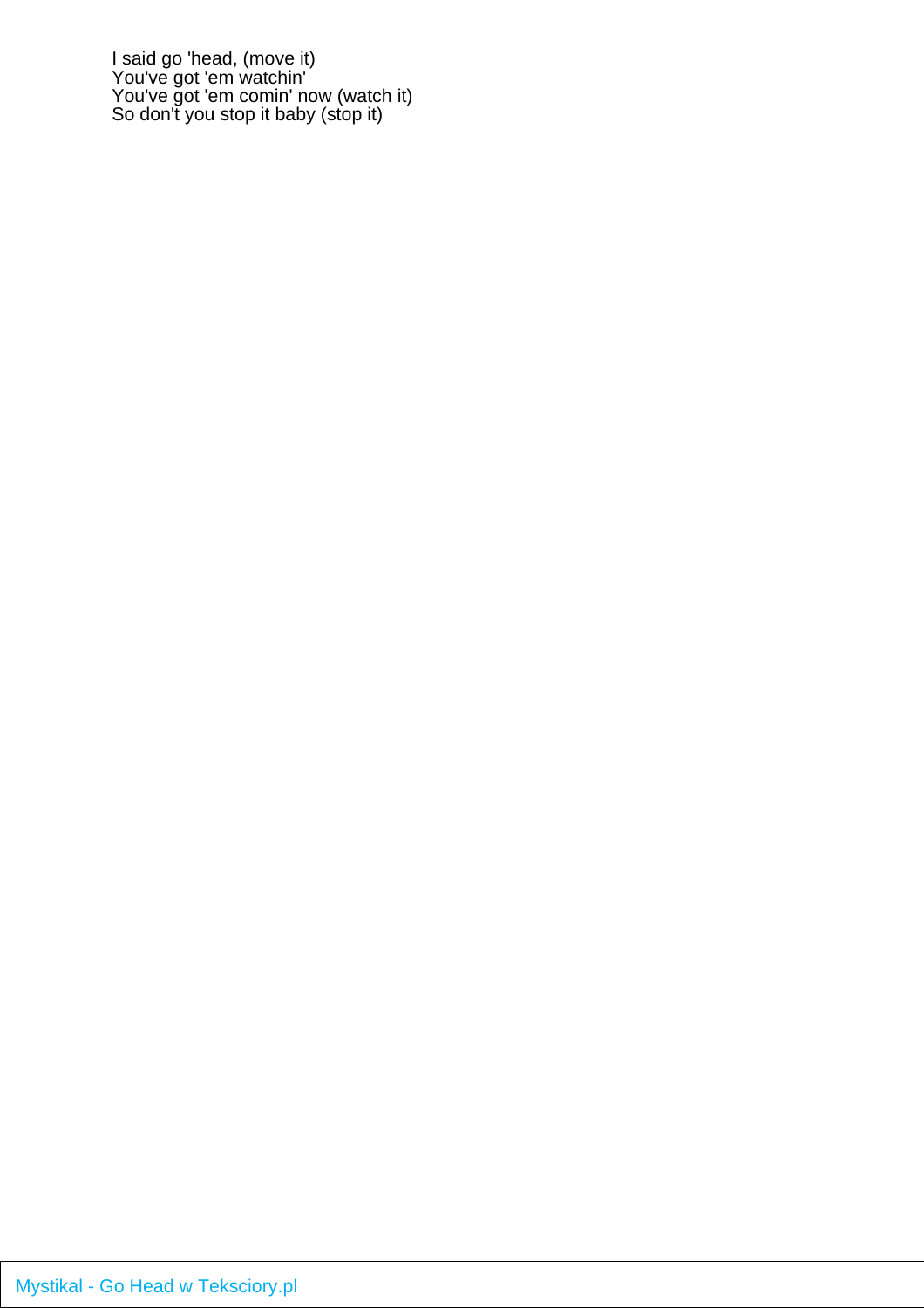I said go 'head, (move it)
You've got 'em watchin'
You've got 'em comin' now (watch it)
So don't you stop it baby (stop it)